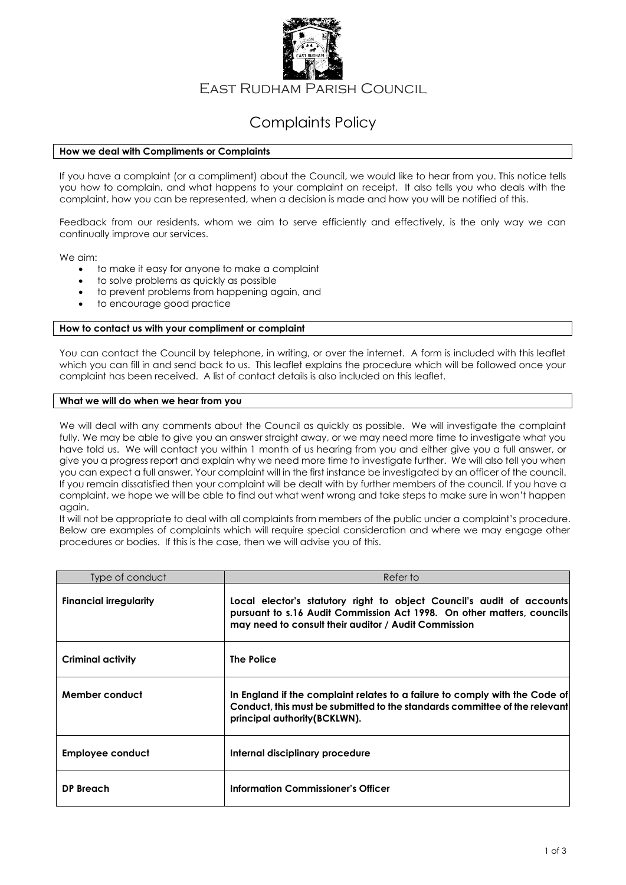# East Rudham Parish Council

## Complaints Policy

### How we deal with Compliments or Complaints

If you have a complaint (or a compliment) about the Council, we would like to hear from you. This notice tells you how to complain, and what happens to your complaint on receipt. It also tells you who deals with the complaint, how you can be represented, when a decision is made and how you will be notified of this.

Feedback from our residents, whom we aim to serve efficiently and effectively, is the only way we can continually improve our services.

We aim:

- to make it easy for anyone to make a complaint
- to solve problems as quickly as possible
- to prevent problems from happening again, and
- to encourage good practice

### How to contact us with your compliment or complaint

You can contact the Council by telephone, in writing, or over the internet. A form is included with this leaflet which you can fill in and send back to us. This leaflet explains the procedure which will be followed once your complaint has been received. A list of contact details is also included on this leaflet.

### What we will do when we hear from you

We will deal with any comments about the Council as quickly as possible. We will investigate the complaint fully. We may be able to give you an answer straight away, or we may need more time to investigate what you have told us. We will contact you within 1 month of us hearing from you and either give you a full answer, or give you a progress report and explain why we need more time to investigate further. We will also tell you when you can expect a full answer. Your complaint will in the first instance be investigated by an officer of the council. If you remain dissatisfied then your complaint will be dealt with by further members of the council. If you have a complaint, we hope we will be able to find out what went wrong and take steps to make sure in won't happen again.

It will not be appropriate to deal with all complaints from members of the public under a complaint's procedure. Below are examples of complaints which will require special consideration and where we may engage other procedures or bodies. If this is the case, then we will advise you of this.

| Type of conduct | Refer to |
| --- | --- |
| **Financial irregularity** | **Local elector's statutory right to object Council's audit of accounts pursuant to s.16 Audit Commission Act 1998. On other matters, councils may need to consult their auditor / Audit Commission** |
| **Criminal activity** | **The Police** |
| **Member conduct** | **In England if the complaint relates to a failure to comply with the Code of Conduct, this must be submitted to the standards committee of the relevant principal authority(BCKLWN).** |
| **Employee conduct** | **Internal disciplinary procedure** |
| **DP Breach** | **Information Commissioner's Officer** |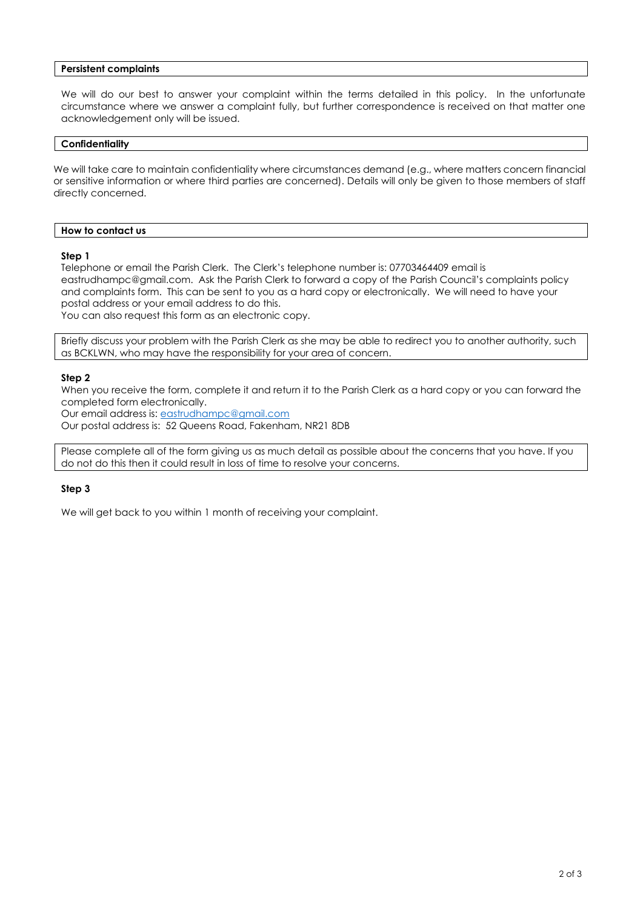## Persistent complaints

We will do our best to answer your complaint within the terms detailed in this policy. In the unfortunate circumstance where we answer a complaint fully, but further correspondence is received on that matter one acknowledgement only will be issued.

## Confidentiality

We will take care to maintain confidentiality where circumstances demand (e.g., where matters concern financial or sensitive information or where third parties are concerned). Details will only be given to those members of staff directly concerned.

## How to contact us

**Step 1**

Telephone or email the Parish Clerk. The Clerk's telephone number is: 07703464409 email is eastrudhampc@gmail.com. Ask the Parish Clerk to forward a copy of the Parish Council's complaints policy and complaints form. This can be sent to you as a hard copy or electronically. We will need to have your postal address or your email address to do this.

You can also request this form as an electronic copy.

Briefly discuss your problem with the Parish Clerk as she may be able to redirect you to another authority, such as BCKLWN, who may have the responsibility for your area of concern.

**Step 2**

When you receive the form, complete it and return it to the Parish Clerk as a hard copy or you can forward the completed form electronically.

Our email address is: eastrudhampc@gmail.com

Our postal address is: 52 Queens Road, Fakenham, NR21 8DB

Please complete all of the form giving us as much detail as possible about the concerns that you have. If you do not do this then it could result in loss of time to resolve your concerns.

**Step 3**

We will get back to you within 1 month of receiving your complaint.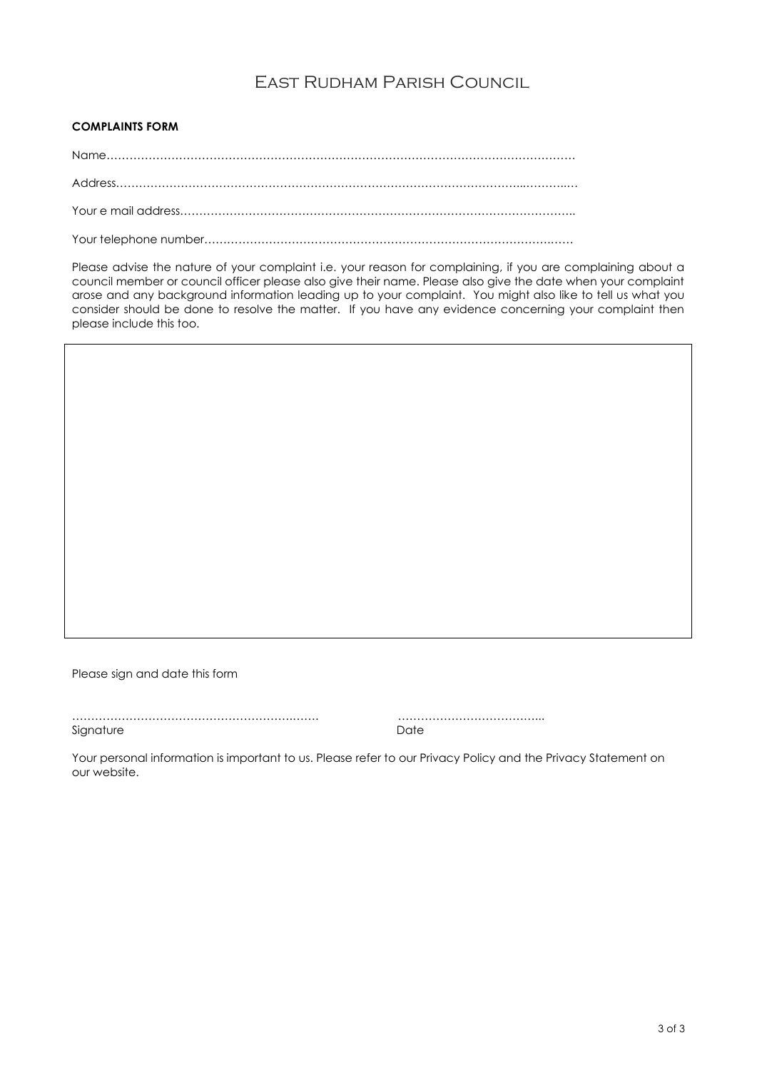# East Rudham Parish Council

**COMPLAINTS FORM**

Name……………………………………………………………………………………………………………

Address……………………………………………………………………………………………...………..…

Your e mail address……………………………………………………………………………………………..

Your telephone number…………………………………………………………………………………….……

Please advise the nature of your complaint i.e. your reason for complaining, if you are complaining about a council member or council officer please also give their name. Please also give the date when your complaint arose and any background information leading up to your complaint. You might also like to tell us what you consider should be done to resolve the matter. If you have any evidence concerning your complaint then please include this too.

Please sign and date this form

……………………………………………….…….  ………………………………..

Signature  Date

Your personal information is important to us. Please refer to our Privacy Policy and the Privacy Statement on our website.